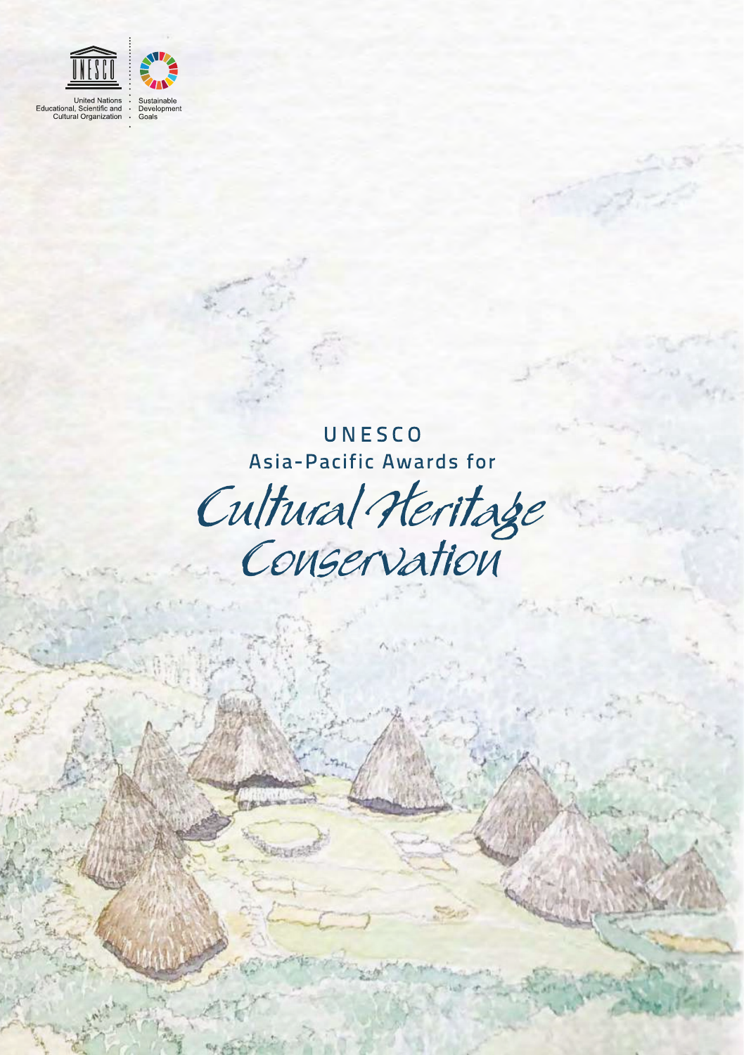United Nations Educational, Scientific and Cultural Organization

Sustainable Development Goals

# UNESCO Asia-Pacific Awards for Cultural Heritage Conservation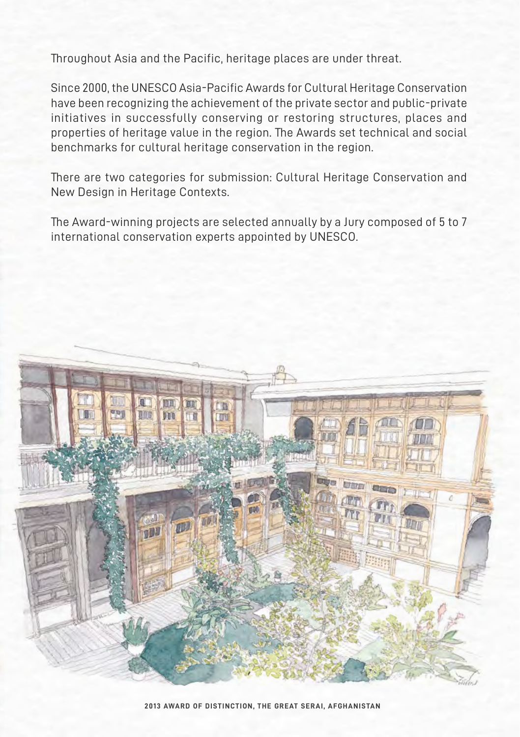Throughout Asia and the Pacific, heritage places are under threat.

Since 2000, the UNESCO Asia-Pacific Awards for Cultural Heritage Conservation have been recognizing the achievement of the private sector and public-private initiatives in successfully conserving or restoring structures, places and properties of heritage value in the region. The Awards set technical and social benchmarks for cultural heritage conservation in the region.

There are two categories for submission: Cultural Heritage Conservation and New Design in Heritage Contexts.

The Award-winning projects are selected annually by a Jury composed of 5 to 7 international conservation experts appointed by UNESCO.

**2013 AWARD OF DISTINCTION, THE GREAT SERAI, AFGHANISTAN**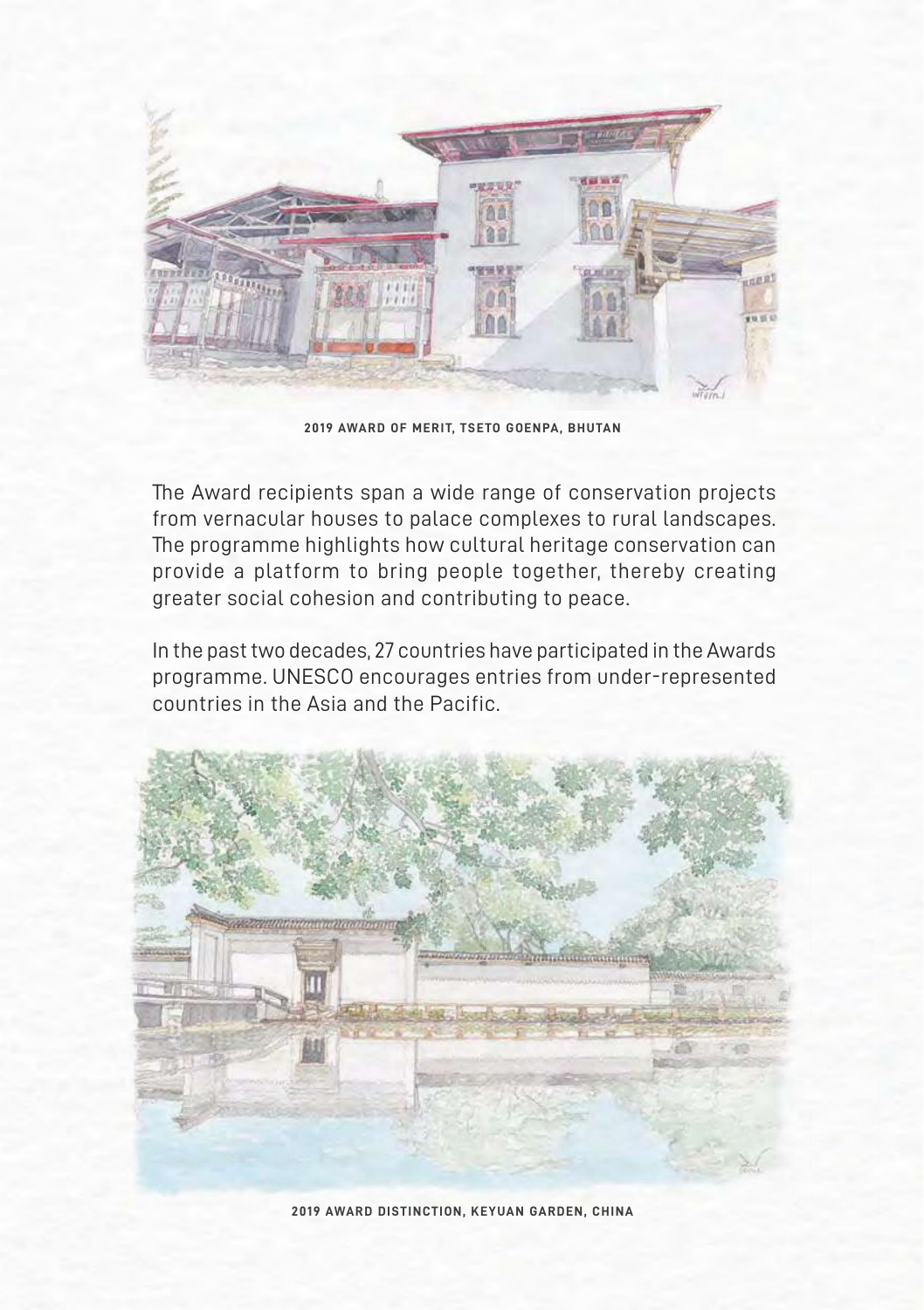2019 AWARD OF MERIT, TSETO GOENPA, BHUTAN

The Award recipients span a wide range of conservation projects from vernacular houses to palace complexes to rural landscapes. The programme highlights how cultural heritage conservation can provide a platform to bring people together, thereby creating greater social cohesion and contributing to peace.

In the past two decades, 27 countries have participated in the Awards programme. UNESCO encourages entries from under-represented countries in the Asia and the Pacific.

2019 AWARD DISTINCTION, KEYUAN GARDEN, CHINA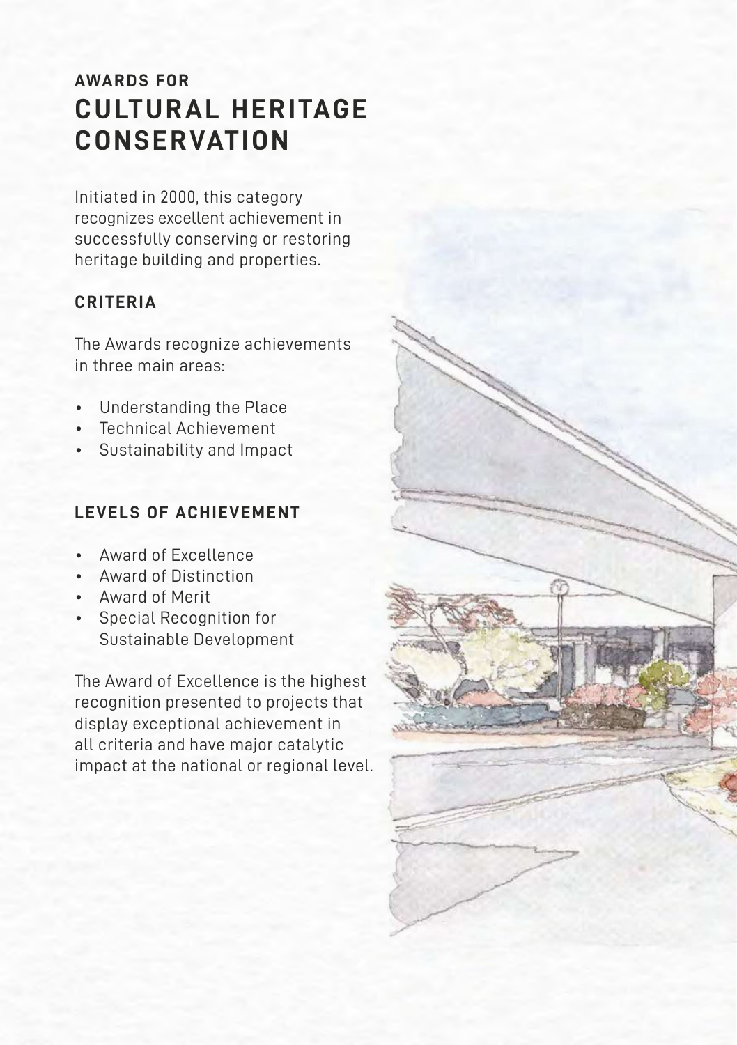## AWARDS FOR

# CULTURAL HERITAGE CONSERVATION

Initiated in 2000, this category recognizes excellent achievement in successfully conserving or restoring heritage building and properties.

### CRITERIA

The Awards recognize achievements in three main areas:

- Understanding the Place
- Technical Achievement
- Sustainability and Impact

### LEVELS OF ACHIEVEMENT

- Award of Excellence
- Award of Distinction
- Award of Merit
- Special Recognition for Sustainable Development

The Award of Excellence is the highest recognition presented to projects that display exceptional achievement in all criteria and have major catalytic impact at the national or regional level.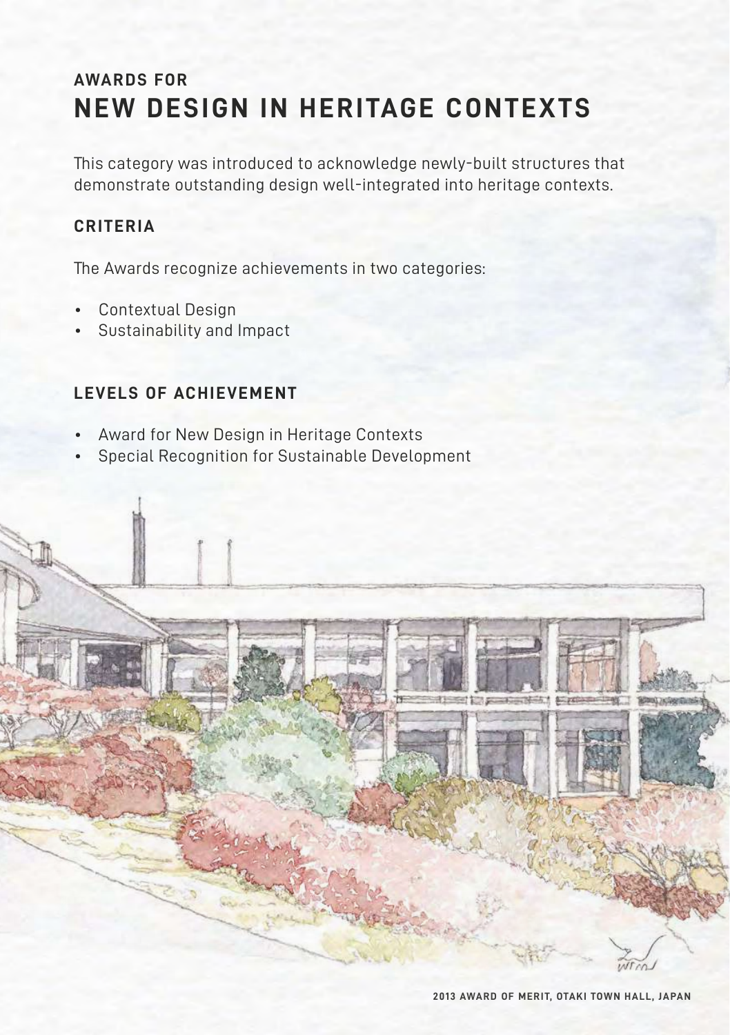# AWARDS FOR
# NEW DESIGN IN HERITAGE CONTEXTS

This category was introduced to acknowledge newly-built structures that demonstrate outstanding design well-integrated into heritage contexts.

## CRITERIA

The Awards recognize achievements in two categories:

- Contextual Design
- Sustainability and Impact

## LEVELS OF ACHIEVEMENT

- Award for New Design in Heritage Contexts
- Special Recognition for Sustainable Development

2013 AWARD OF MERIT, OTAKI TOWN HALL, JAPAN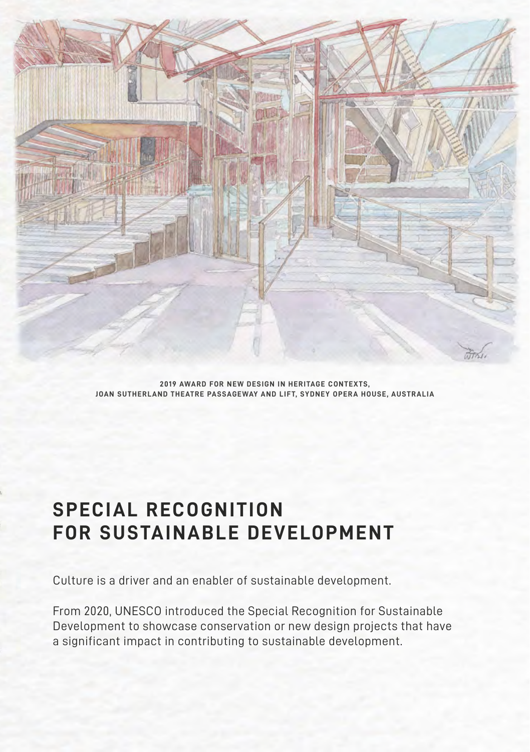2019 AWARD FOR NEW DESIGN IN HERITAGE CONTEXTS,
JOAN SUTHERLAND THEATRE PASSAGEWAY AND LIFT, SYDNEY OPERA HOUSE, AUSTRALIA

# SPECIAL RECOGNITION FOR SUSTAINABLE DEVELOPMENT

Culture is a driver and an enabler of sustainable development.

From 2020, UNESCO introduced the Special Recognition for Sustainable Development to showcase conservation or new design projects that have a significant impact in contributing to sustainable development.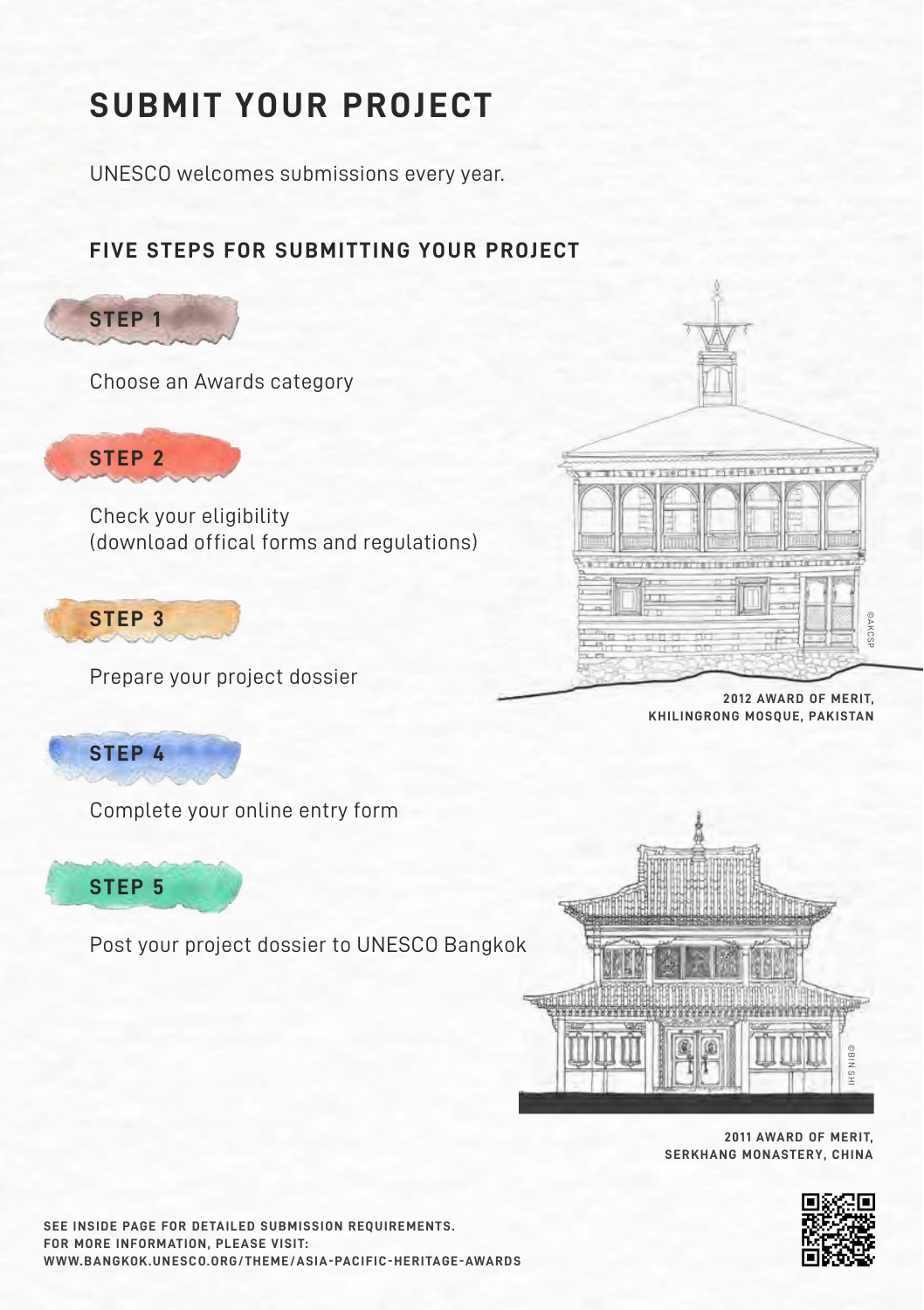# SUBMIT YOUR PROJECT

UNESCO welcomes submissions every year.

## FIVE STEPS FOR SUBMITTING YOUR PROJECT

**STEP 1**

Choose an Awards category

**STEP 2**

Check your eligibility
(download offical forms and regulations)

**STEP 3**

Prepare your project dossier

**STEP 4**

Complete your online entry form

**STEP 5**

Post your project dossier to UNESCO Bangkok

©AKCSP

**2012 AWARD OF MERIT, KHILINGRONG MOSQUE, PAKISTAN**

©BIN SHI

**2011 AWARD OF MERIT, SERKHANG MONASTERY, CHINA**

**SEE INSIDE PAGE FOR DETAILED SUBMISSION REQUIREMENTS.**
**FOR MORE INFORMATION, PLEASE VISIT:**
**WWW.BANGKOK.UNESCO.ORG/THEME/ASIA-PACIFIC-HERITAGE-AWARDS**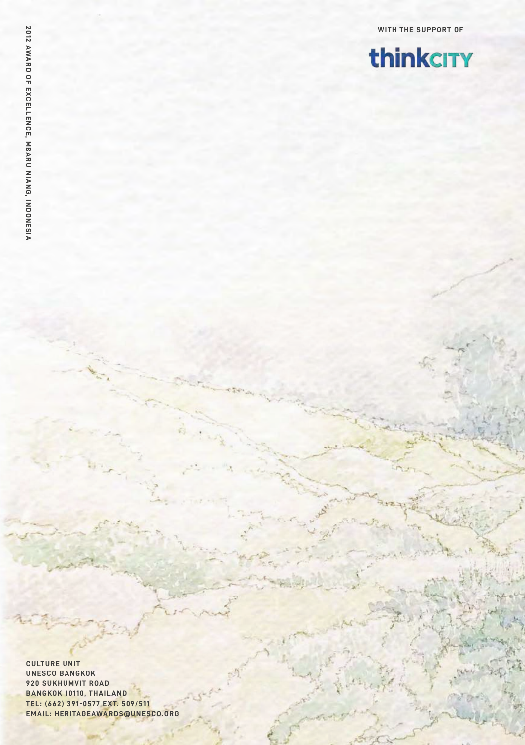2012 AWARD OF EXCELLENCE, MBARU NIANG, INDONESIA

WITH THE SUPPORT OF

thinkCITY

CULTURE UNIT
UNESCO BANGKOK
920 SUKHUMVIT ROAD
BANGKOK 10110, THAILAND
TEL: (662) 391-0577 EXT. 509/511
EMAIL: HERITAGEAWARDS@UNESCO.ORG